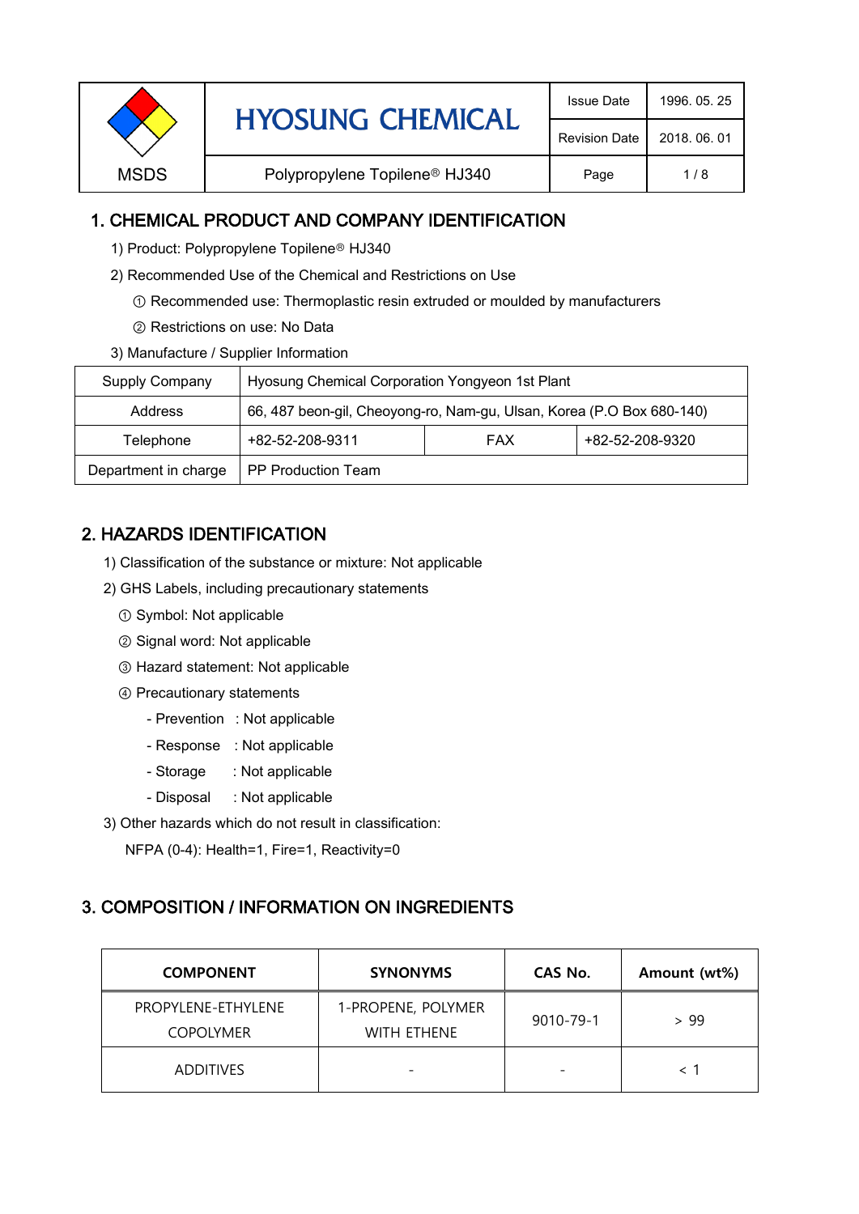| MSDS | HYOSUNG CHEMICAL | Issue Date | 1996. 05. 25 |
|---|---|---|---|
| | | Revision Date | 2018. 06. 01 |
| | Polypropylene Topilene® HJ340 | | |

## 1. CHEMICAL PRODUCT AND COMPANY IDENTIFICATION

1) Product: Polypropylene Topilene® HJ340

2) Recommended Use of the Chemical and Restrictions on Use

① Recommended use: Thermoplastic resin extruded or moulded by manufacturers

② Restrictions on use: No Data

3) Manufacture / Supplier Information

| Supply Company | Hyosung Chemical Corporation Yongyeon 1st Plant | | |
|---|---|---|---|
| Address | 66, 487 beon-gil, Cheoyong-ro, Nam-gu, Ulsan, Korea (P.O Box 680-140) | | |
| Telephone | +82-52-208-9311 | FAX | +82-52-208-9320 |
| Department in charge | PP Production Team | | |

## 2. HAZARDS IDENTIFICATION

1) Classification of the substance or mixture: Not applicable

2) GHS Labels, including precautionary statements

① Symbol: Not applicable

② Signal word: Not applicable

③ Hazard statement: Not applicable

④ Precautionary statements

- Prevention : Not applicable
- Response : Not applicable
- Storage : Not applicable
- Disposal : Not applicable

3) Other hazards which do not result in classification:

NFPA (0-4): Health=1, Fire=1, Reactivity=0

## 3. COMPOSITION / INFORMATION ON INGREDIENTS

| COMPONENT | SYNONYMS | CAS No. | Amount (wt%) |
|---|---|---|---|
| PROPYLENE-ETHYLENE COPOLYMER | 1-PROPENE, POLYMER WITH ETHENE | 9010-79-1 | > 99 |
| ADDITIVES | - | - | < 1 |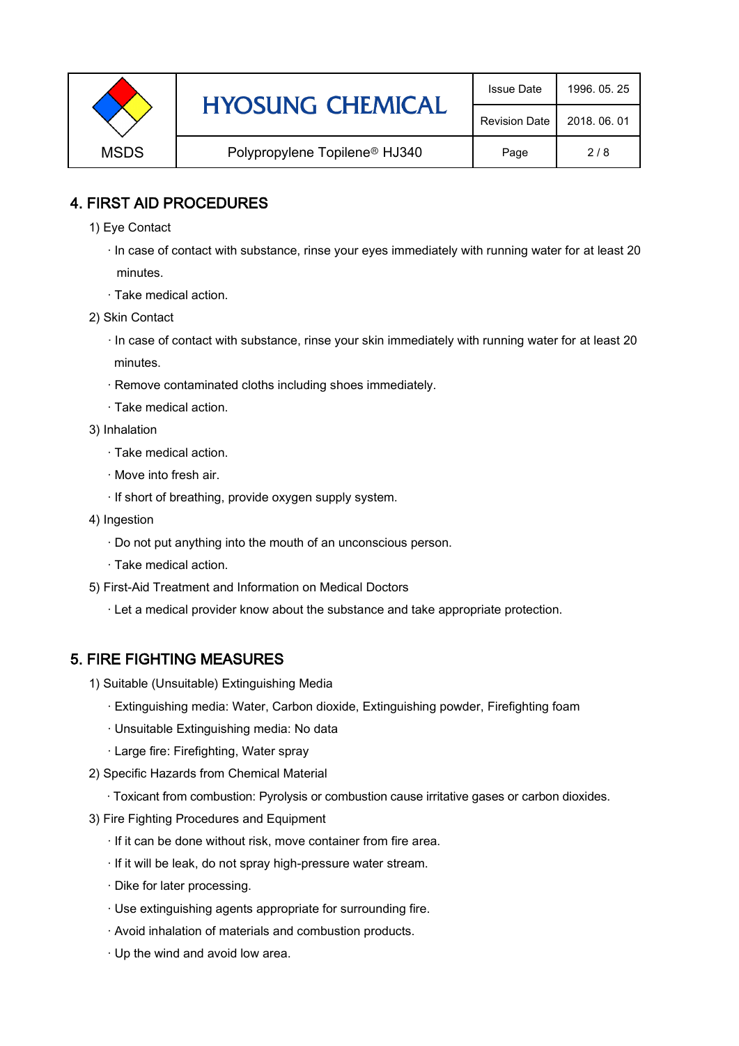## 4. FIRST AID PROCEDURES

1) Eye Contact

- In case of contact with substance, rinse your eyes immediately with running water for at least 20 minutes.
- Take medical action.

2) Skin Contact

- In case of contact with substance, rinse your skin immediately with running water for at least 20 minutes.
- Remove contaminated cloths including shoes immediately.
- Take medical action.

3) Inhalation

- Take medical action.
- Move into fresh air.
- If short of breathing, provide oxygen supply system.

4) Ingestion

- Do not put anything into the mouth of an unconscious person.
- Take medical action.

5) First-Aid Treatment and Information on Medical Doctors

- Let a medical provider know about the substance and take appropriate protection.

## 5. FIRE FIGHTING MEASURES

1) Suitable (Unsuitable) Extinguishing Media

- Extinguishing media: Water, Carbon dioxide, Extinguishing powder, Firefighting foam
- Unsuitable Extinguishing media: No data
- Large fire: Firefighting, Water spray

2) Specific Hazards from Chemical Material

- Toxicant from combustion: Pyrolysis or combustion cause irritative gases or carbon dioxides.

3) Fire Fighting Procedures and Equipment

- If it can be done without risk, move container from fire area.
- If it will be leak, do not spray high-pressure water stream.
- Dike for later processing.
- Use extinguishing agents appropriate for surrounding fire.
- Avoid inhalation of materials and combustion products.
- Up the wind and avoid low area.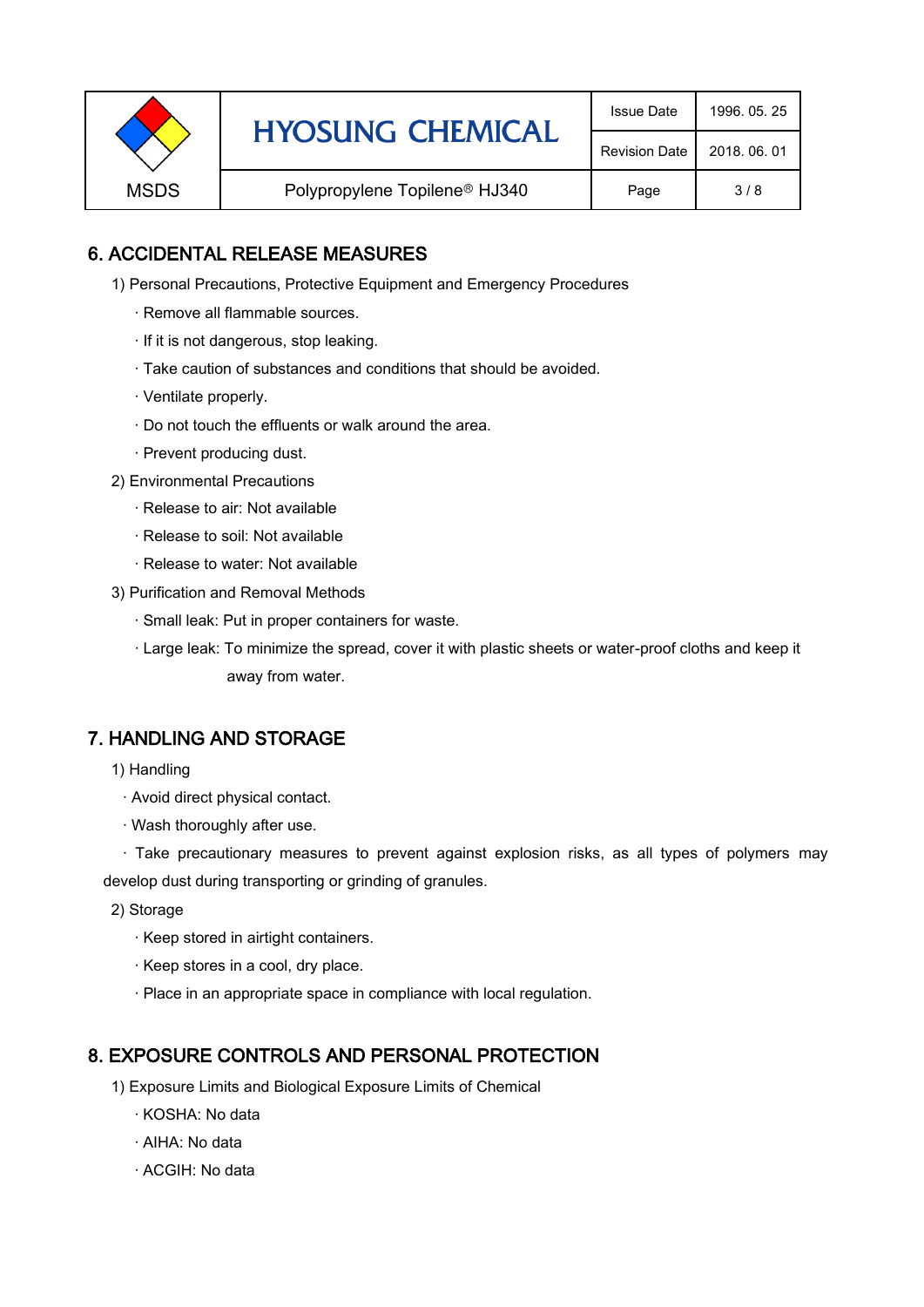## 6. ACCIDENTAL RELEASE MEASURES

1) Personal Precautions, Protective Equipment and Emergency Procedures

- · Remove all flammable sources.
- · If it is not dangerous, stop leaking.
- · Take caution of substances and conditions that should be avoided.
- · Ventilate properly.
- · Do not touch the effluents or walk around the area.
- · Prevent producing dust.

2) Environmental Precautions

- · Release to air: Not available
- · Release to soil: Not available
- · Release to water: Not available

3) Purification and Removal Methods

- · Small leak: Put in proper containers for waste.
- · Large leak: To minimize the spread, cover it with plastic sheets or water-proof cloths and keep it away from water.

## 7. HANDLING AND STORAGE

1) Handling

- · Avoid direct physical contact.
- · Wash thoroughly after use.
- · Take precautionary measures to prevent against explosion risks, as all types of polymers may develop dust during transporting or grinding of granules.

2) Storage

- · Keep stored in airtight containers.
- · Keep stores in a cool, dry place.
- · Place in an appropriate space in compliance with local regulation.

## 8. EXPOSURE CONTROLS AND PERSONAL PROTECTION

1) Exposure Limits and Biological Exposure Limits of Chemical

- · KOSHA: No data
- · AIHA: No data
- · ACGIH: No data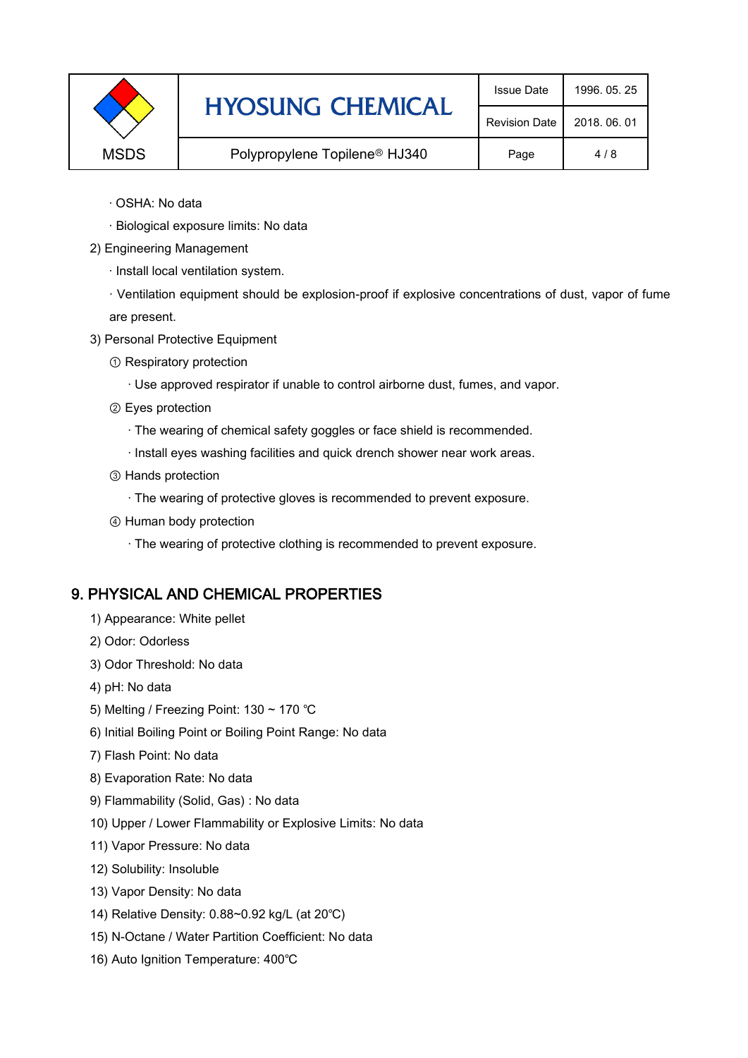· OSHA: No data

· Biological exposure limits: No data

2) Engineering Management

· Install local ventilation system.

· Ventilation equipment should be explosion-proof if explosive concentrations of dust, vapor of fume are present.

3) Personal Protective Equipment

① Respiratory protection

· Use approved respirator if unable to control airborne dust, fumes, and vapor.

② Eyes protection

· The wearing of chemical safety goggles or face shield is recommended.

· Install eyes washing facilities and quick drench shower near work areas.

③ Hands protection

· The wearing of protective gloves is recommended to prevent exposure.

④ Human body protection

· The wearing of protective clothing is recommended to prevent exposure.

## 9. PHYSICAL AND CHEMICAL PROPERTIES

1) Appearance: White pellet

2) Odor: Odorless

3) Odor Threshold: No data

4) pH: No data

5) Melting / Freezing Point: 130 ~ 170 ℃

6) Initial Boiling Point or Boiling Point Range: No data

7) Flash Point: No data

8) Evaporation Rate: No data

9) Flammability (Solid, Gas) : No data

10) Upper / Lower Flammability or Explosive Limits: No data

11) Vapor Pressure: No data

12) Solubility: Insoluble

13) Vapor Density: No data

14) Relative Density: 0.88~0.92 kg/L (at 20℃)

15) N-Octane / Water Partition Coefficient: No data

16) Auto Ignition Temperature: 400℃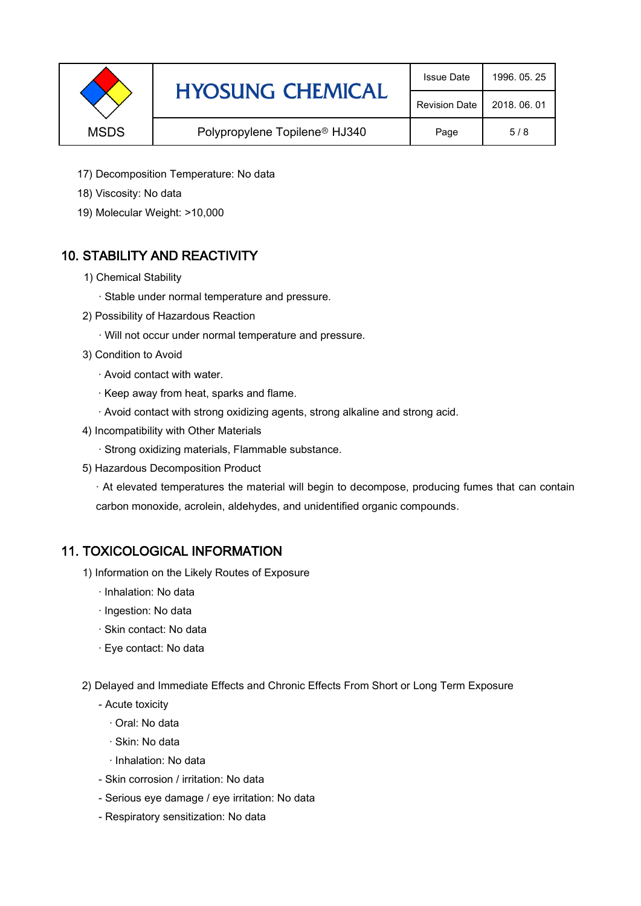17) Decomposition Temperature: No data

18) Viscosity: No data

19) Molecular Weight: >10,000

## 10. STABILITY AND REACTIVITY

1) Chemical Stability

· Stable under normal temperature and pressure.

2) Possibility of Hazardous Reaction

· Will not occur under normal temperature and pressure.

3) Condition to Avoid

· Avoid contact with water.

· Keep away from heat, sparks and flame.

· Avoid contact with strong oxidizing agents, strong alkaline and strong acid.

4) Incompatibility with Other Materials

· Strong oxidizing materials, Flammable substance.

5) Hazardous Decomposition Product

· At elevated temperatures the material will begin to decompose, producing fumes that can contain carbon monoxide, acrolein, aldehydes, and unidentified organic compounds.

## 11. TOXICOLOGICAL INFORMATION

1) Information on the Likely Routes of Exposure

· Inhalation: No data

· Ingestion: No data

· Skin contact: No data

· Eye contact: No data

2) Delayed and Immediate Effects and Chronic Effects From Short or Long Term Exposure

- Acute toxicity
  - · Oral: No data
  - · Skin: No data
  - · Inhalation: No data
- Skin corrosion / irritation: No data
- Serious eye damage / eye irritation: No data
- Respiratory sensitization: No data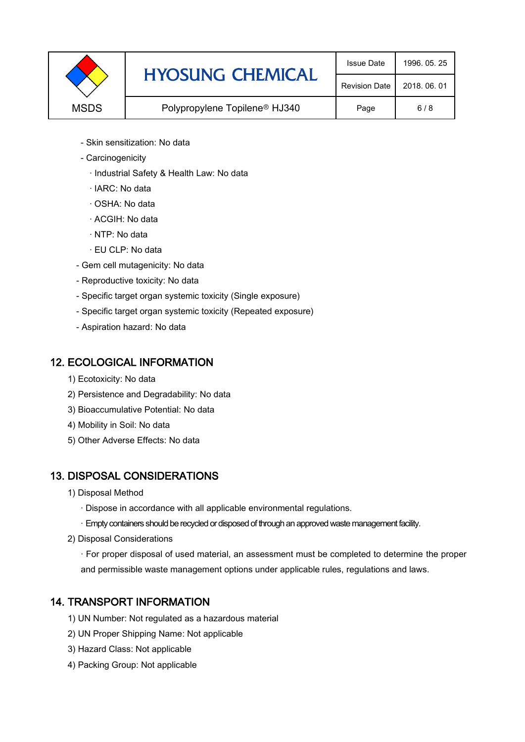- Skin sensitization: No data
- Carcinogenicity
  - · Industrial Safety & Health Law: No data
  - · IARC: No data
  - · OSHA: No data
  - · ACGIH: No data
  - · NTP: No data
  - · EU CLP: No data
- Gem cell mutagenicity: No data
- Reproductive toxicity: No data
- Specific target organ systemic toxicity (Single exposure)
- Specific target organ systemic toxicity (Repeated exposure)
- Aspiration hazard: No data

## 12. ECOLOGICAL INFORMATION

1) Ecotoxicity: No data
2) Persistence and Degradability: No data
3) Bioaccumulative Potential: No data
4) Mobility in Soil: No data
5) Other Adverse Effects: No data

## 13. DISPOSAL CONSIDERATIONS

1) Disposal Method
   - · Dispose in accordance with all applicable environmental regulations.
   - · Empty containers should be recycled or disposed of through an approved waste management facility.
2) Disposal Considerations
   - · For proper disposal of used material, an assessment must be completed to determine the proper and permissible waste management options under applicable rules, regulations and laws.

## 14. TRANSPORT INFORMATION

1) UN Number: Not regulated as a hazardous material
2) UN Proper Shipping Name: Not applicable
3) Hazard Class: Not applicable
4) Packing Group: Not applicable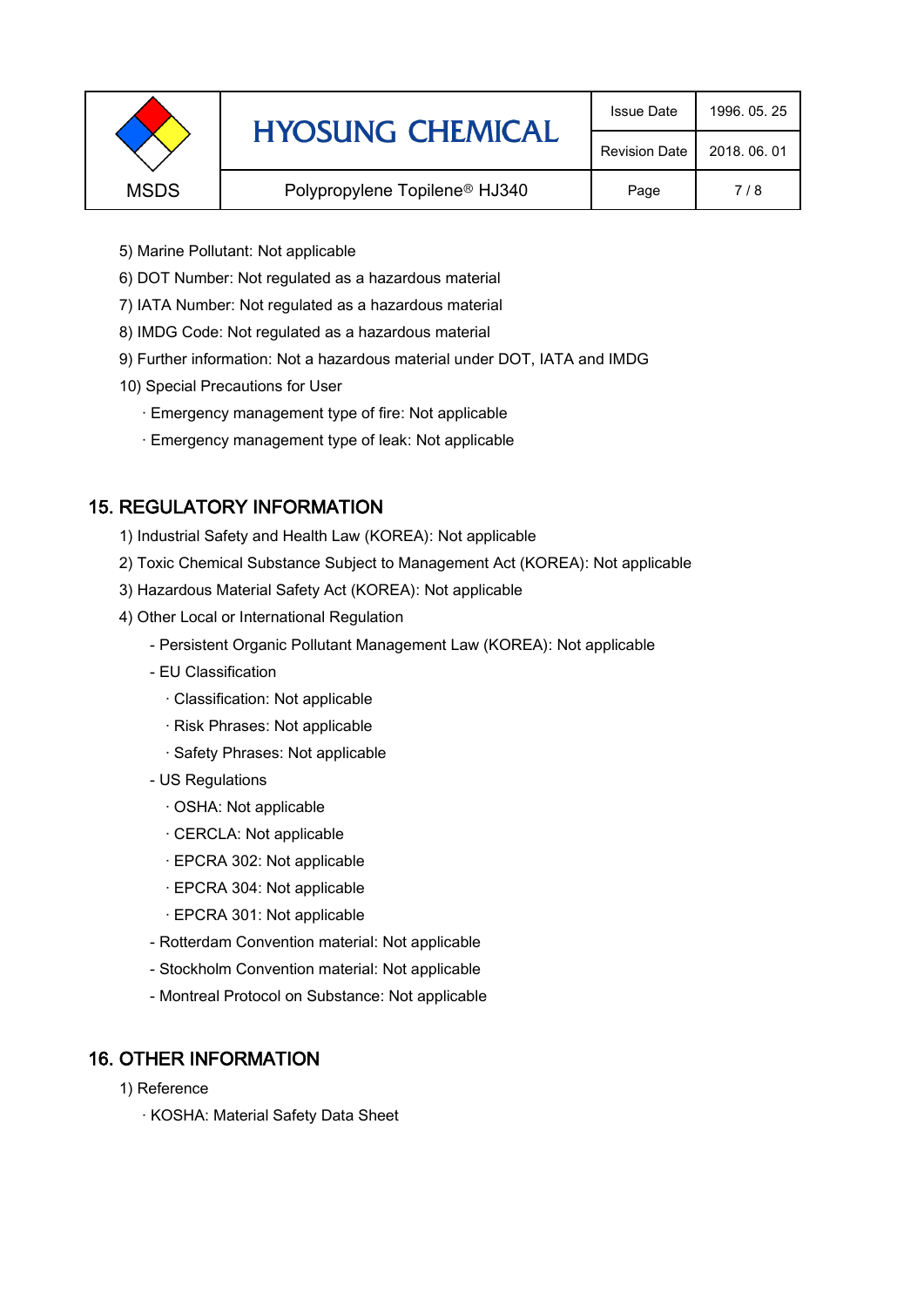5) Marine Pollutant: Not applicable

6) DOT Number: Not regulated as a hazardous material

7) IATA Number: Not regulated as a hazardous material

8) IMDG Code: Not regulated as a hazardous material

9) Further information: Not a hazardous material under DOT, IATA and IMDG

10) Special Precautions for User

- Emergency management type of fire: Not applicable
- Emergency management type of leak: Not applicable

## 15. REGULATORY INFORMATION

1) Industrial Safety and Health Law (KOREA): Not applicable

2) Toxic Chemical Substance Subject to Management Act (KOREA): Not applicable

3) Hazardous Material Safety Act (KOREA): Not applicable

4) Other Local or International Regulation

- Persistent Organic Pollutant Management Law (KOREA): Not applicable
- EU Classification
  - Classification: Not applicable
  - Risk Phrases: Not applicable
  - Safety Phrases: Not applicable
- US Regulations
  - OSHA: Not applicable
  - CERCLA: Not applicable
  - EPCRA 302: Not applicable
  - EPCRA 304: Not applicable
  - EPCRA 301: Not applicable
- Rotterdam Convention material: Not applicable
- Stockholm Convention material: Not applicable
- Montreal Protocol on Substance: Not applicable

## 16. OTHER INFORMATION

1) Reference

- KOSHA: Material Safety Data Sheet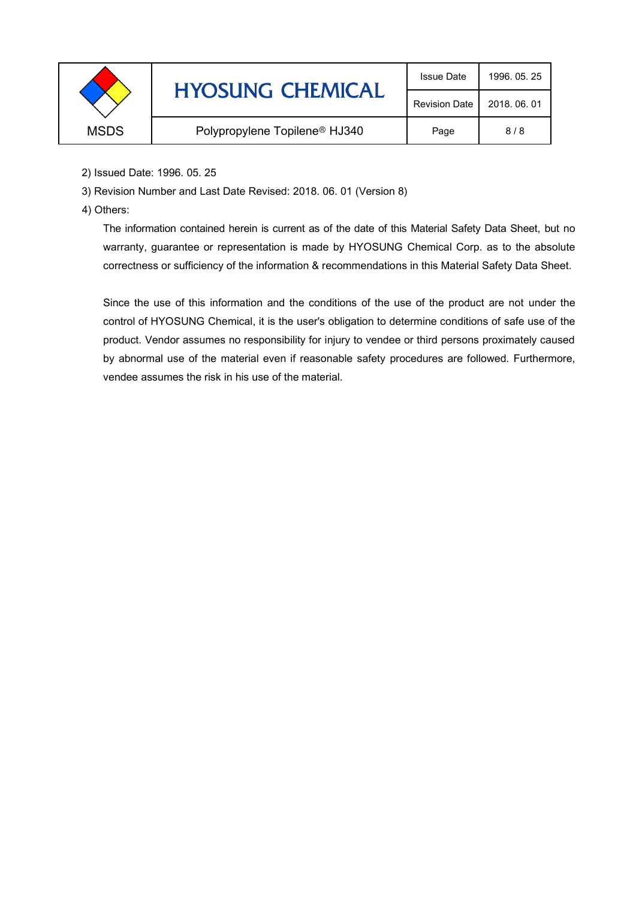2) Issued Date: 1996. 05. 25

3) Revision Number and Last Date Revised: 2018. 06. 01 (Version 8)

4) Others:

The information contained herein is current as of the date of this Material Safety Data Sheet, but no warranty, guarantee or representation is made by HYOSUNG Chemical Corp. as to the absolute correctness or sufficiency of the information & recommendations in this Material Safety Data Sheet.

Since the use of this information and the conditions of the use of the product are not under the control of HYOSUNG Chemical, it is the user's obligation to determine conditions of safe use of the product. Vendor assumes no responsibility for injury to vendee or third persons proximately caused by abnormal use of the material even if reasonable safety procedures are followed. Furthermore, vendee assumes the risk in his use of the material.